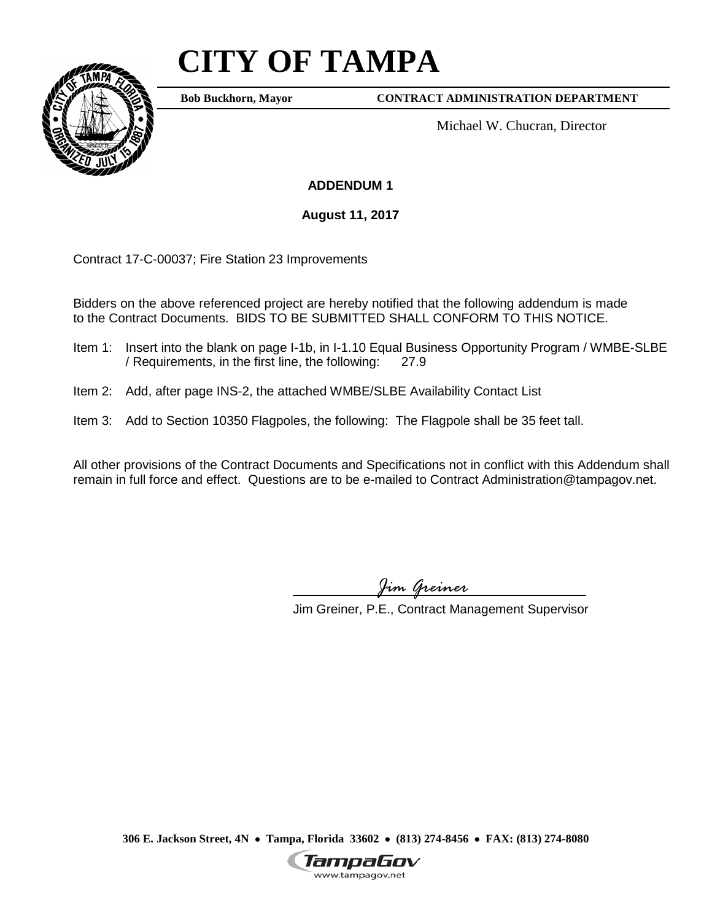# CITY OF TAMPA

**Bob Buckhorn, Mayor** **CONTRACT ADMINISTRATION DEPARTMENT**

Michael W. Chucran, Director

**ADDENDUM 1**

**August 11, 2017**

Contract 17-C-00037; Fire Station 23 Improvements

Bidders on the above referenced project are hereby notified that the following addendum is made to the Contract Documents. BIDS TO BE SUBMITTED SHALL CONFORM TO THIS NOTICE.

Item 1: Insert into the blank on page I-1b, in I-1.10 Equal Business Opportunity Program / WMBE-SLBE / Requirements, in the first line, the following: 27.9

Item 2: Add, after page INS-2, the attached WMBE/SLBE Availability Contact List

Item 3: Add to Section 10350 Flagpoles, the following: The Flagpole shall be 35 feet tall.

All other provisions of the Contract Documents and Specifications not in conflict with this Addendum shall remain in full force and effect. Questions are to be e-mailed to Contract Administration@tampagov.net.

*Jim Greiner*

Jim Greiner, P.E., Contract Management Supervisor

**306 E. Jackson Street, 4N • Tampa, Florida 33602 • (813) 274-8456 • FAX: (813) 274-8080**

TampaGov
www.tampagov.net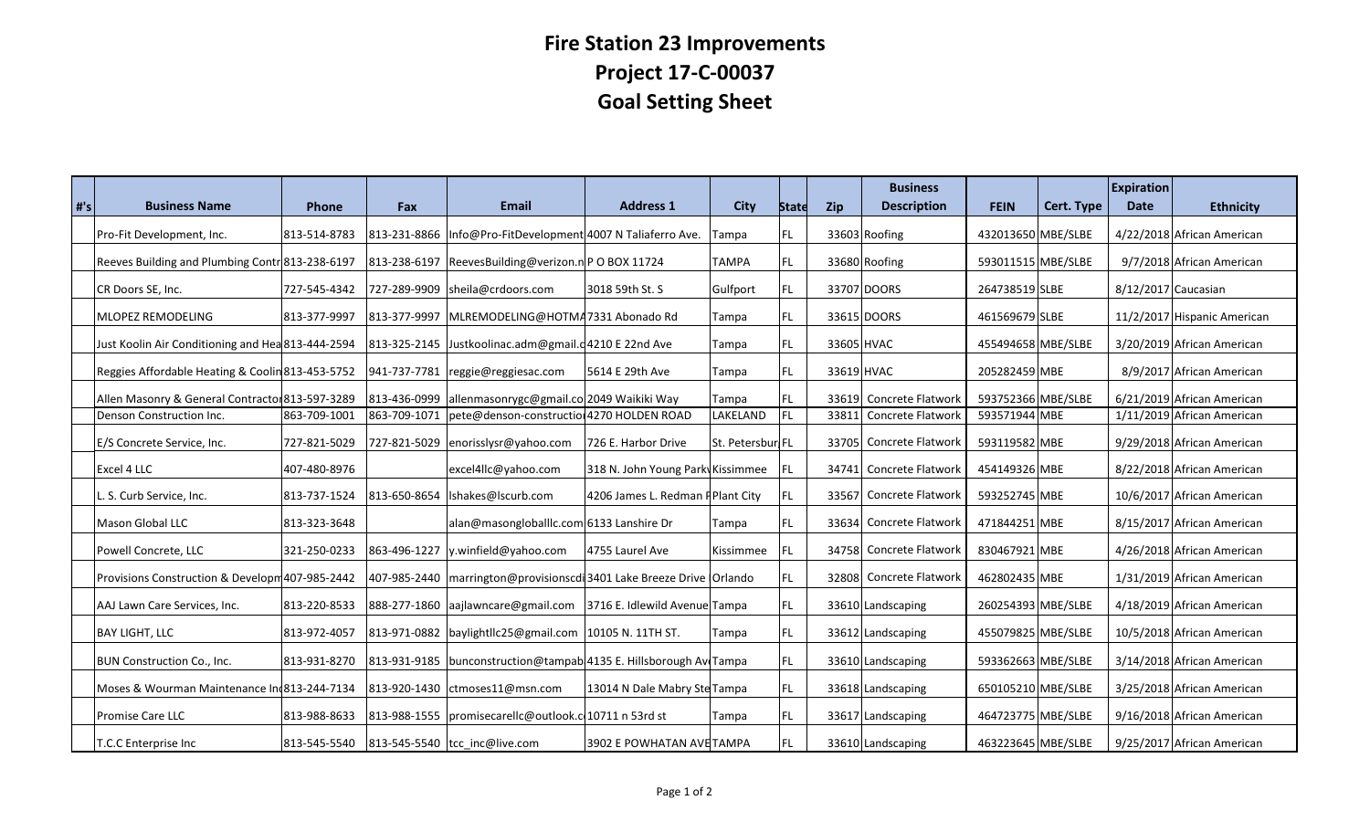# Fire Station 23 Improvements
# Project 17-C-00037
# Goal Setting Sheet

| #'s | Business Name | Phone | Fax | Email | Address 1 | City | State | Zip | Business Description | FEIN | Cert. Type | Expiration Date | Ethnicity |
|---|---|---|---|---|---|---|---|---|---|---|---|---|---|
| | Pro-Fit Development, Inc. | 813-514-8783 | 813-231-8866 | Info@Pro-FitDevelopment | 4007 N Taliaferro Ave. | Tampa | FL | 33603 | Roofing | 432013650 | MBE/SLBE | 4/22/2018 | African American |
| | Reeves Building and Plumbing Contr | 813-238-6197 | 813-238-6197 | ReevesBuilding@verizon.n | P O BOX 11724 | TAMPA | FL | 33680 | Roofing | 593011515 | MBE/SLBE | 9/7/2018 | African American |
| | CR Doors SE, Inc. | 727-545-4342 | 727-289-9909 | sheila@crdoors.com | 3018 59th St. S | Gulfport | FL | 33707 | DOORS | 264738519 | SLBE | 8/12/2017 | Caucasian |
| | MLOPEZ REMODELING | 813-377-9997 | 813-377-9997 | MLREMODELING@HOTMA | 7331 Abonado Rd | Tampa | FL | 33615 | DOORS | 461569679 | SLBE | 11/2/2017 | Hispanic American |
| | Just Koolin Air Conditioning and Hea | 813-444-2594 | 813-325-2145 | Justkoolinac.adm@gmail.c | 4210 E 22nd Ave | Tampa | FL | 33605 | HVAC | 455494658 | MBE/SLBE | 3/20/2019 | African American |
| | Reggies Affordable Heating & Coolin | 813-453-5752 | 941-737-7781 | reggie@reggiesac.com | 5614 E 29th Ave | Tampa | FL | 33619 | HVAC | 205282459 | MBE | 8/9/2017 | African American |
| | Allen Masonry & General Contractor | 813-597-3289 | 813-436-0999 | allenmasonrygc@gmail.co | 2049 Waikiki Way | Tampa | FL | 33619 | Concrete Flatwork | 593752366 | MBE/SLBE | 6/21/2019 | African American |
| | Denson Construction Inc. | 863-709-1001 | 863-709-1071 | pete@denson-constructio | 4270 HOLDEN ROAD | LAKELAND | FL | 33811 | Concrete Flatwork | 593571944 | MBE | 1/11/2019 | African American |
| | E/S Concrete Service, Inc. | 727-821-5029 | 727-821-5029 | enorisslysr@yahoo.com | 726 E. Harbor Drive | St. Petersbur | FL | 33705 | Concrete Flatwork | 593119582 | MBE | 9/29/2018 | African American |
| | Excel 4 LLC | 407-480-8976 | | excel4llc@yahoo.com | 318 N. John Young Parkv | Kissimmee | FL | 34741 | Concrete Flatwork | 454149326 | MBE | 8/22/2018 | African American |
| | L. S. Curb Service, Inc. | 813-737-1524 | 813-650-8654 | lshakes@lscurb.com | 4206 James L. Redman P | Plant City | FL | 33567 | Concrete Flatwork | 593252745 | MBE | 10/6/2017 | African American |
| | Mason Global LLC | 813-323-3648 | | alan@masongloballlc.com | 6133 Lanshire Dr | Tampa | FL | 33634 | Concrete Flatwork | 471844251 | MBE | 8/15/2017 | African American |
| | Powell Concrete, LLC | 321-250-0233 | 863-496-1227 | y.winfield@yahoo.com | 4755 Laurel Ave | Kissimmee | FL | 34758 | Concrete Flatwork | 830467921 | MBE | 4/26/2018 | African American |
| | Provisions Construction & Developm | 407-985-2442 | 407-985-2440 | marrington@provisionscd | 3401 Lake Breeze Drive | Orlando | FL | 32808 | Concrete Flatwork | 462802435 | MBE | 1/31/2019 | African American |
| | AAJ Lawn Care Services, Inc. | 813-220-8533 | 888-277-1860 | aajlawncare@gmail.com | 3716 E. Idlewild Avenue | Tampa | FL | 33610 | Landscaping | 260254393 | MBE/SLBE | 4/18/2019 | African American |
| | BAY LIGHT, LLC | 813-972-4057 | 813-971-0882 | baylightllc25@gmail.com | 10105 N. 11TH ST. | Tampa | FL | 33612 | Landscaping | 455079825 | MBE/SLBE | 10/5/2018 | African American |
| | BUN Construction Co., Inc. | 813-931-8270 | 813-931-9185 | bunconstruction@tampab | 4135 E. Hillsborough Av | Tampa | FL | 33610 | Landscaping | 593362663 | MBE/SLBE | 3/14/2018 | African American |
| | Moses & Wourman Maintenance Inc | 813-244-7134 | 813-920-1430 | ctmoses11@msn.com | 13014 N Dale Mabry Ste | Tampa | FL | 33618 | Landscaping | 650105210 | MBE/SLBE | 3/25/2018 | African American |
| | Promise Care LLC | 813-988-8633 | 813-988-1555 | promisecarellc@outlook.c | 10711 n 53rd st | Tampa | FL | 33617 | Landscaping | 464723775 | MBE/SLBE | 9/16/2018 | African American |
| | T.C.C Enterprise Inc | 813-545-5540 | 813-545-5540 | tcc_inc@live.com | 3902 E POWHATAN AVE | TAMPA | FL | 33610 | Landscaping | 463223645 | MBE/SLBE | 9/25/2017 | African American |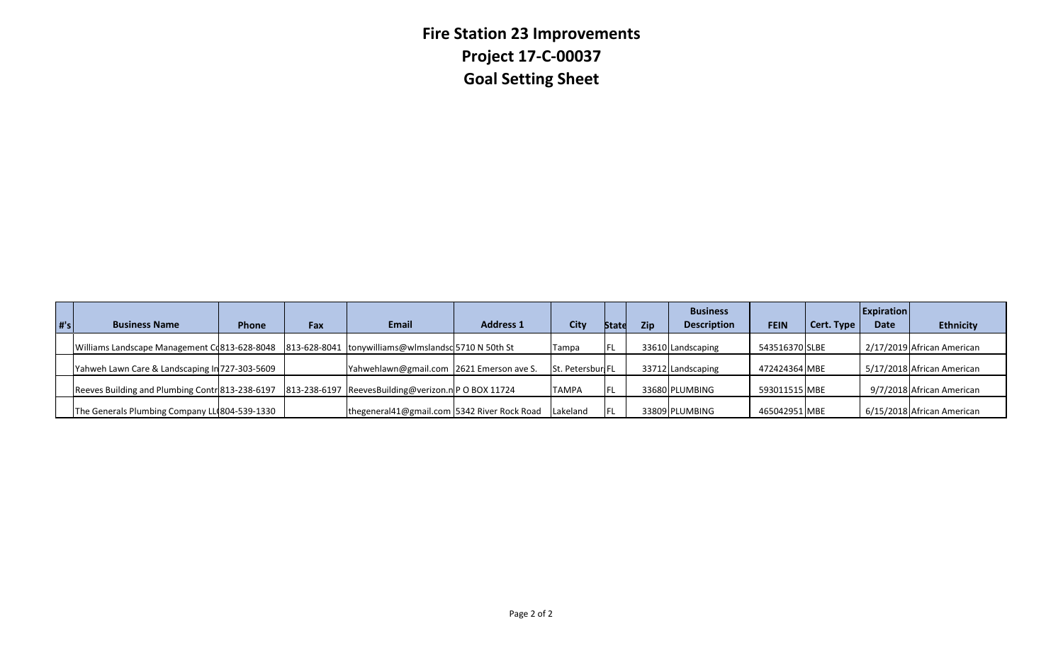# Fire Station 23 Improvements
# Project 17-C-00037
# Goal Setting Sheet

| #'s | Business Name | Phone | Fax | Email | Address 1 | City | State | Zip | Business Description | FEIN | Cert. Type | Expiration Date | Ethnicity |
|---|---|---|---|---|---|---|---|---|---|---|---|---|---|
| | Williams Landscape Management Co | 813-628-8048 | 813-628-8041 | tonywilliams@wlmslandsc | 5710 N 50th St | Tampa | FL | 33610 | Landscaping | 543516370 | SLBE | 2/17/2019 | African American |
| | Yahweh Lawn Care & Landscaping In | 727-303-5609 | | Yahwehlawn@gmail.com | 2621 Emerson ave S. | St. Petersbur | FL | 33712 | Landscaping | 472424364 | MBE | 5/17/2018 | African American |
| | Reeves Building and Plumbing Contr | 813-238-6197 | 813-238-6197 | ReevesBuilding@verizon.n | P O BOX 11724 | TAMPA | FL | 33680 | PLUMBING | 593011515 | MBE | 9/7/2018 | African American |
| | The Generals Plumbing Company LL | 804-539-1330 | | thegeneral41@gmail.com | 5342 River Rock Road | Lakeland | FL | 33809 | PLUMBING | 465042951 | MBE | 6/15/2018 | African American |